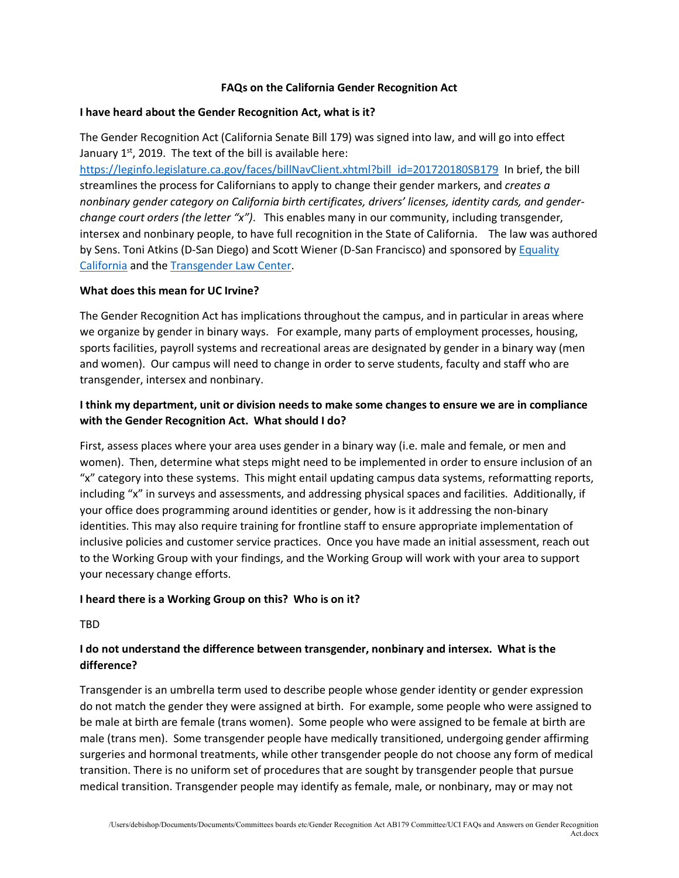# FAQs on the California Gender Recognition Act

**I have heard about the Gender Recognition Act, what is it?**

The Gender Recognition Act (California Senate Bill 179) was signed into law, and will go into effect January 1st, 2019. The text of the bill is available here: [https://leginfo.legislature.ca.gov/faces/billNavClient.xhtml?bill_id=201720180SB179](https://leginfo.legislature.ca.gov/faces/billNavClient.xhtml?bill_id=201720180SB179) In brief, the bill streamlines the process for Californians to apply to change their gender markers, and *creates a nonbinary gender category on California birth certificates, drivers' licenses, identity cards, and gender-change court orders (the letter "x")*. This enables many in our community, including transgender, intersex and nonbinary people, to have full recognition in the State of California. The law was authored by Sens. Toni Atkins (D-San Diego) and Scott Wiener (D-San Francisco) and sponsored by [Equality California](#) and the [Transgender Law Center](#).

**What does this mean for UC Irvine?**

The Gender Recognition Act has implications throughout the campus, and in particular in areas where we organize by gender in binary ways. For example, many parts of employment processes, housing, sports facilities, payroll systems and recreational areas are designated by gender in a binary way (men and women). Our campus will need to change in order to serve students, faculty and staff who are transgender, intersex and nonbinary.

**I think my department, unit or division needs to make some changes to ensure we are in compliance with the Gender Recognition Act. What should I do?**

First, assess places where your area uses gender in a binary way (i.e. male and female, or men and women). Then, determine what steps might need to be implemented in order to ensure inclusion of an "x" category into these systems. This might entail updating campus data systems, reformatting reports, including "x" in surveys and assessments, and addressing physical spaces and facilities. Additionally, if your office does programming around identities or gender, how is it addressing the non-binary identities. This may also require training for frontline staff to ensure appropriate implementation of inclusive policies and customer service practices. Once you have made an initial assessment, reach out to the Working Group with your findings, and the Working Group will work with your area to support your necessary change efforts.

**I heard there is a Working Group on this? Who is on it?**

TBD

**I do not understand the difference between transgender, nonbinary and intersex. What is the difference?**

Transgender is an umbrella term used to describe people whose gender identity or gender expression do not match the gender they were assigned at birth. For example, some people who were assigned to be male at birth are female (trans women). Some people who were assigned to be female at birth are male (trans men). Some transgender people have medically transitioned, undergoing gender affirming surgeries and hormonal treatments, while other transgender people do not choose any form of medical transition. There is no uniform set of procedures that are sought by transgender people that pursue medical transition. Transgender people may identify as female, male, or nonbinary, may or may not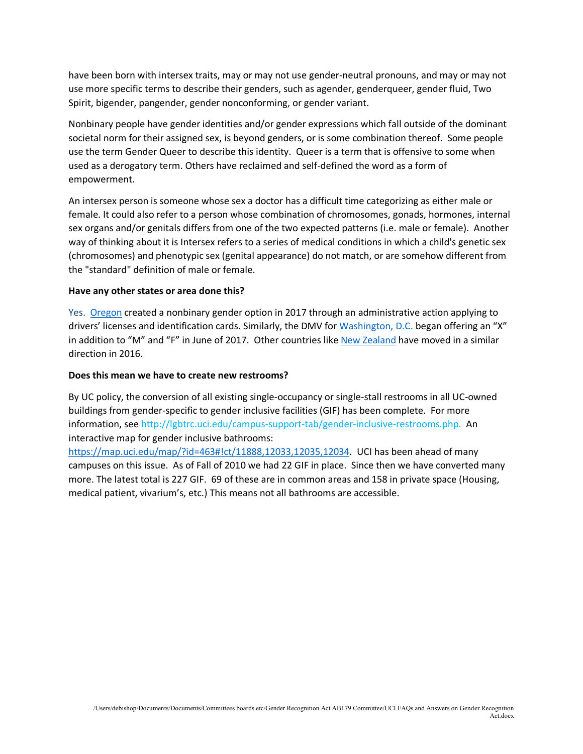have been born with intersex traits, may or may not use gender-neutral pronouns, and may or may not use more specific terms to describe their genders, such as agender, genderqueer, gender fluid, Two Spirit, bigender, pangender, gender nonconforming, or gender variant.

Nonbinary people have gender identities and/or gender expressions which fall outside of the dominant societal norm for their assigned sex, is beyond genders, or is some combination thereof. Some people use the term Gender Queer to describe this identity. Queer is a term that is offensive to some when used as a derogatory term. Others have reclaimed and self-defined the word as a form of empowerment.

An intersex person is someone whose sex a doctor has a difficult time categorizing as either male or female. It could also refer to a person whose combination of chromosomes, gonads, hormones, internal sex organs and/or genitals differs from one of the two expected patterns (i.e. male or female). Another way of thinking about it is Intersex refers to a series of medical conditions in which a child's genetic sex (chromosomes) and phenotypic sex (genital appearance) do not match, or are somehow different from the "standard" definition of male or female.

**Have any other states or area done this?**

Yes. Oregon created a nonbinary gender option in 2017 through an administrative action applying to drivers' licenses and identification cards. Similarly, the DMV for Washington, D.C. began offering an "X" in addition to "M" and "F" in June of 2017. Other countries like New Zealand have moved in a similar direction in 2016.

**Does this mean we have to create new restrooms?**

By UC policy, the conversion of all existing single-occupancy or single-stall restrooms in all UC-owned buildings from gender-specific to gender inclusive facilities (GIF) has been complete. For more information, see http://lgbtrc.uci.edu/campus-support-tab/gender-inclusive-restrooms.php. An interactive map for gender inclusive bathrooms: https://map.uci.edu/map/?id=463#!ct/11888,12033,12035,12034. UCI has been ahead of many campuses on this issue. As of Fall of 2010 we had 22 GIF in place. Since then we have converted many more. The latest total is 227 GIF. 69 of these are in common areas and 158 in private space (Housing, medical patient, vivarium's, etc.) This means not all bathrooms are accessible.